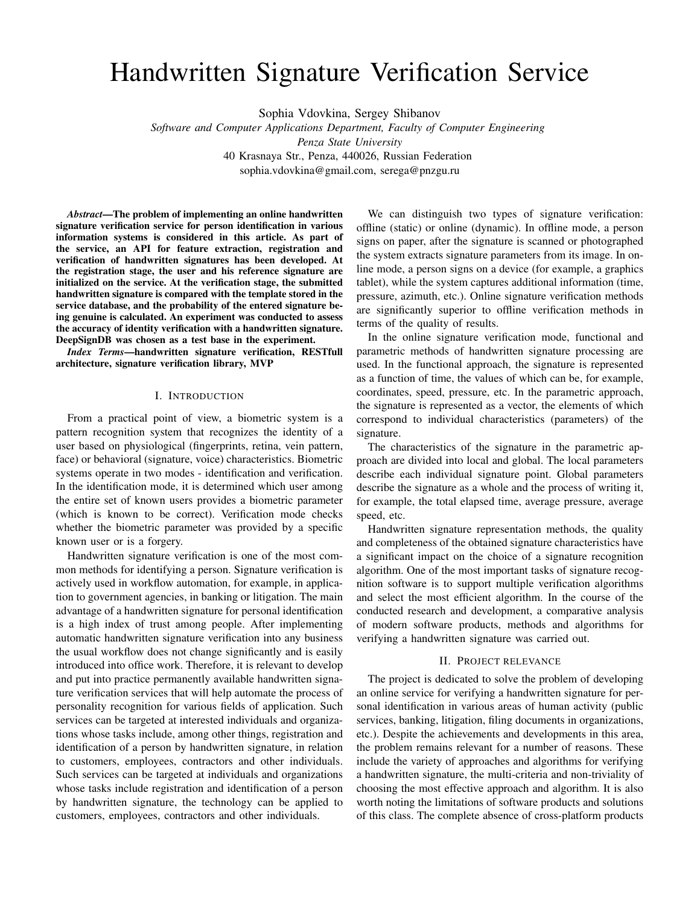# Handwritten Signature Verification Service

Sophia Vdovkina, Sergey Shibanov

*Software and Computer Applications Department, Faculty of Computer Engineering*
*Penza State University*
40 Krasnaya Str., Penza, 440026, Russian Federation
sophia.vdovkina@gmail.com, serega@pnzgu.ru

***Abstract*—The problem of implementing an online handwritten signature verification service for person identification in various information systems is considered in this article. As part of the service, an API for feature extraction, registration and verification of handwritten signatures has been developed. At the registration stage, the user and his reference signature are initialized on the service. At the verification stage, the submitted handwritten signature is compared with the template stored in the service database, and the probability of the entered signature being genuine is calculated. An experiment was conducted to assess the accuracy of identity verification with a handwritten signature. DeepSignDB was chosen as a test base in the experiment.**

***Index Terms*—handwritten signature verification, RESTfull architecture, signature verification library, MVP**

## I. Introduction

From a practical point of view, a biometric system is a pattern recognition system that recognizes the identity of a user based on physiological (fingerprints, retina, vein pattern, face) or behavioral (signature, voice) characteristics. Biometric systems operate in two modes - identification and verification. In the identification mode, it is determined which user among the entire set of known users provides a biometric parameter (which is known to be correct). Verification mode checks whether the biometric parameter was provided by a specific known user or is a forgery.

Handwritten signature verification is one of the most common methods for identifying a person. Signature verification is actively used in workflow automation, for example, in application to government agencies, in banking or litigation. The main advantage of a handwritten signature for personal identification is a high index of trust among people. After implementing automatic handwritten signature verification into any business the usual workflow does not change significantly and is easily introduced into office work. Therefore, it is relevant to develop and put into practice permanently available handwritten signature verification services that will help automate the process of personality recognition for various fields of application. Such services can be targeted at interested individuals and organizations whose tasks include, among other things, registration and identification of a person by handwritten signature, in relation to customers, employees, contractors and other individuals. Such services can be targeted at individuals and organizations whose tasks include registration and identification of a person by handwritten signature, the technology can be applied to customers, employees, contractors and other individuals.

We can distinguish two types of signature verification: offline (static) or online (dynamic). In offline mode, a person signs on paper, after the signature is scanned or photographed the system extracts signature parameters from its image. In online mode, a person signs on a device (for example, a graphics tablet), while the system captures additional information (time, pressure, azimuth, etc.). Online signature verification methods are significantly superior to offline verification methods in terms of the quality of results.

In the online signature verification mode, functional and parametric methods of handwritten signature processing are used. In the functional approach, the signature is represented as a function of time, the values of which can be, for example, coordinates, speed, pressure, etc. In the parametric approach, the signature is represented as a vector, the elements of which correspond to individual characteristics (parameters) of the signature.

The characteristics of the signature in the parametric approach are divided into local and global. The local parameters describe each individual signature point. Global parameters describe the signature as a whole and the process of writing it, for example, the total elapsed time, average pressure, average speed, etc.

Handwritten signature representation methods, the quality and completeness of the obtained signature characteristics have a significant impact on the choice of a signature recognition algorithm. One of the most important tasks of signature recognition software is to support multiple verification algorithms and select the most efficient algorithm. In the course of the conducted research and development, a comparative analysis of modern software products, methods and algorithms for verifying a handwritten signature was carried out.

## II. Project relevance

The project is dedicated to solve the problem of developing an online service for verifying a handwritten signature for personal identification in various areas of human activity (public services, banking, litigation, filing documents in organizations, etc.). Despite the achievements and developments in this area, the problem remains relevant for a number of reasons. These include the variety of approaches and algorithms for verifying a handwritten signature, the multi-criteria and non-triviality of choosing the most effective approach and algorithm. It is also worth noting the limitations of software products and solutions of this class. The complete absence of cross-platform products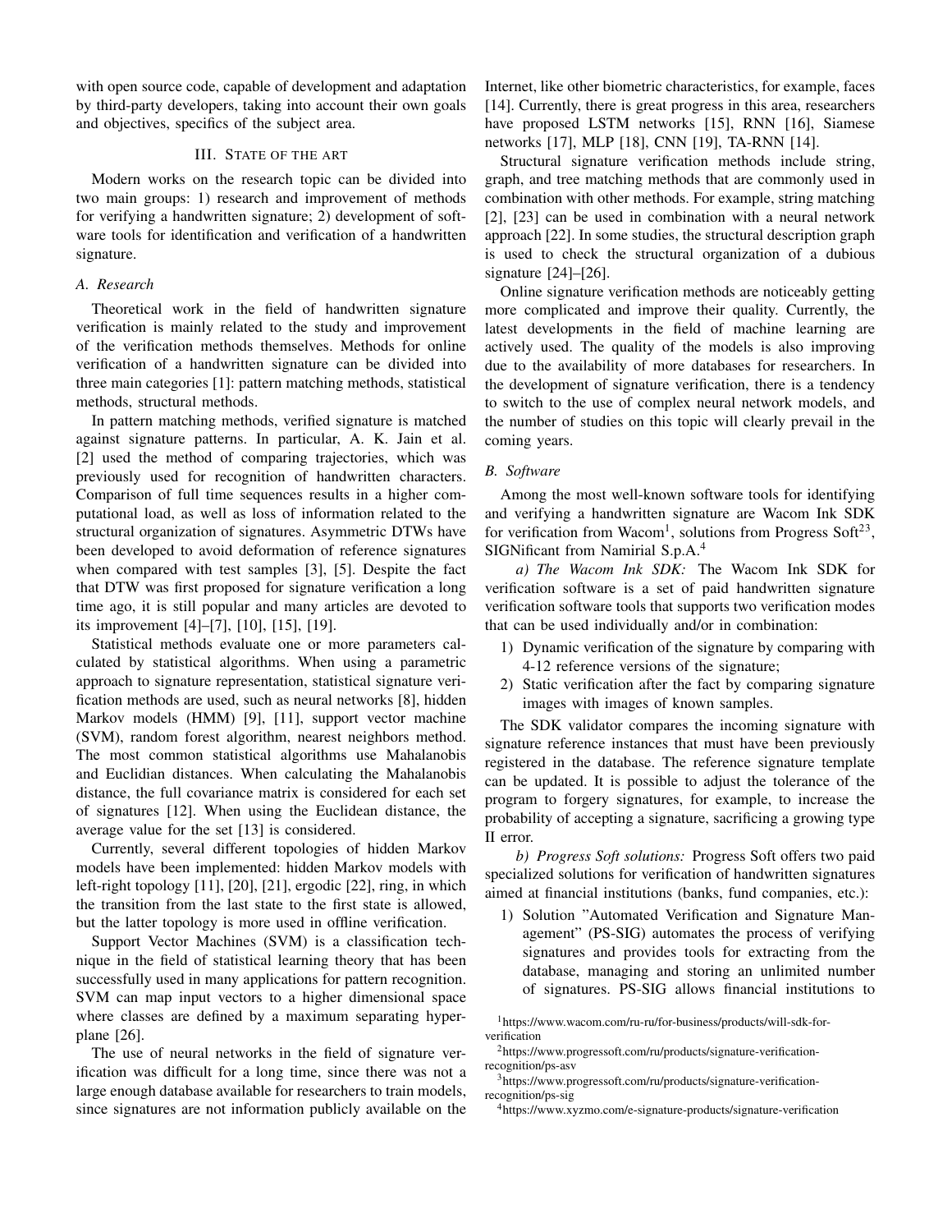with open source code, capable of development and adaptation by third-party developers, taking into account their own goals and objectives, specifics of the subject area.

## III. State of the Art

Modern works on the research topic can be divided into two main groups: 1) research and improvement of methods for verifying a handwritten signature; 2) development of software tools for identification and verification of a handwritten signature.

### A. Research

Theoretical work in the field of handwritten signature verification is mainly related to the study and improvement of the verification methods themselves. Methods for online verification of a handwritten signature can be divided into three main categories [1]: pattern matching methods, statistical methods, structural methods.

In pattern matching methods, verified signature is matched against signature patterns. In particular, A. K. Jain et al. [2] used the method of comparing trajectories, which was previously used for recognition of handwritten characters. Comparison of full time sequences results in a higher computational load, as well as loss of information related to the structural organization of signatures. Asymmetric DTWs have been developed to avoid deformation of reference signatures when compared with test samples [3], [5]. Despite the fact that DTW was first proposed for signature verification a long time ago, it is still popular and many articles are devoted to its improvement [4]–[7], [10], [15], [19].

Statistical methods evaluate one or more parameters calculated by statistical algorithms. When using a parametric approach to signature representation, statistical signature verification methods are used, such as neural networks [8], hidden Markov models (HMM) [9], [11], support vector machine (SVM), random forest algorithm, nearest neighbors method. The most common statistical algorithms use Mahalanobis and Euclidian distances. When calculating the Mahalanobis distance, the full covariance matrix is considered for each set of signatures [12]. When using the Euclidean distance, the average value for the set [13] is considered.

Currently, several different topologies of hidden Markov models have been implemented: hidden Markov models with left-right topology [11], [20], [21], ergodic [22], ring, in which the transition from the last state to the first state is allowed, but the latter topology is more used in offline verification.

Support Vector Machines (SVM) is a classification technique in the field of statistical learning theory that has been successfully used in many applications for pattern recognition. SVM can map input vectors to a higher dimensional space where classes are defined by a maximum separating hyperplane [26].

The use of neural networks in the field of signature verification was difficult for a long time, since there was not a large enough database available for researchers to train models, since signatures are not information publicly available on the Internet, like other biometric characteristics, for example, faces [14]. Currently, there is great progress in this area, researchers have proposed LSTM networks [15], RNN [16], Siamese networks [17], MLP [18], CNN [19], TA-RNN [14].

Structural signature verification methods include string, graph, and tree matching methods that are commonly used in combination with other methods. For example, string matching [2], [23] can be used in combination with a neural network approach [22]. In some studies, the structural description graph is used to check the structural organization of a dubious signature [24]–[26].

Online signature verification methods are noticeably getting more complicated and improve their quality. Currently, the latest developments in the field of machine learning are actively used. The quality of the models is also improving due to the availability of more databases for researchers. In the development of signature verification, there is a tendency to switch to the use of complex neural network models, and the number of studies on this topic will clearly prevail in the coming years.

### B. Software

Among the most well-known software tools for identifying and verifying a handwritten signature are Wacom Ink SDK for verification from Wacom[1], solutions from Progress Soft[2][3], SIGNificant from Namirial S.p.A.[4]

*a) The Wacom Ink SDK:* The Wacom Ink SDK for verification software is a set of paid handwritten signature verification software tools that supports two verification modes that can be used individually and/or in combination:

1) Dynamic verification of the signature by comparing with 4-12 reference versions of the signature;
2) Static verification after the fact by comparing signature images with images of known samples.

The SDK validator compares the incoming signature with signature reference instances that must have been previously registered in the database. The reference signature template can be updated. It is possible to adjust the tolerance of the program to forgery signatures, for example, to increase the probability of accepting a signature, sacrificing a growing type II error.

*b) Progress Soft solutions:* Progress Soft offers two paid specialized solutions for verification of handwritten signatures aimed at financial institutions (banks, fund companies, etc.):

1) Solution "Automated Verification and Signature Management" (PS-SIG) automates the process of verifying signatures and provides tools for extracting from the database, managing and storing an unlimited number of signatures. PS-SIG allows financial institutions to

[1] https://www.wacom.com/ru-ru/for-business/products/will-sdk-for-verification

[2] https://www.progressoft.com/ru/products/signature-verification-recognition/ps-asv

[3] https://www.progressoft.com/ru/products/signature-verification-recognition/ps-sig

[4] https://www.xyzmo.com/e-signature-products/signature-verification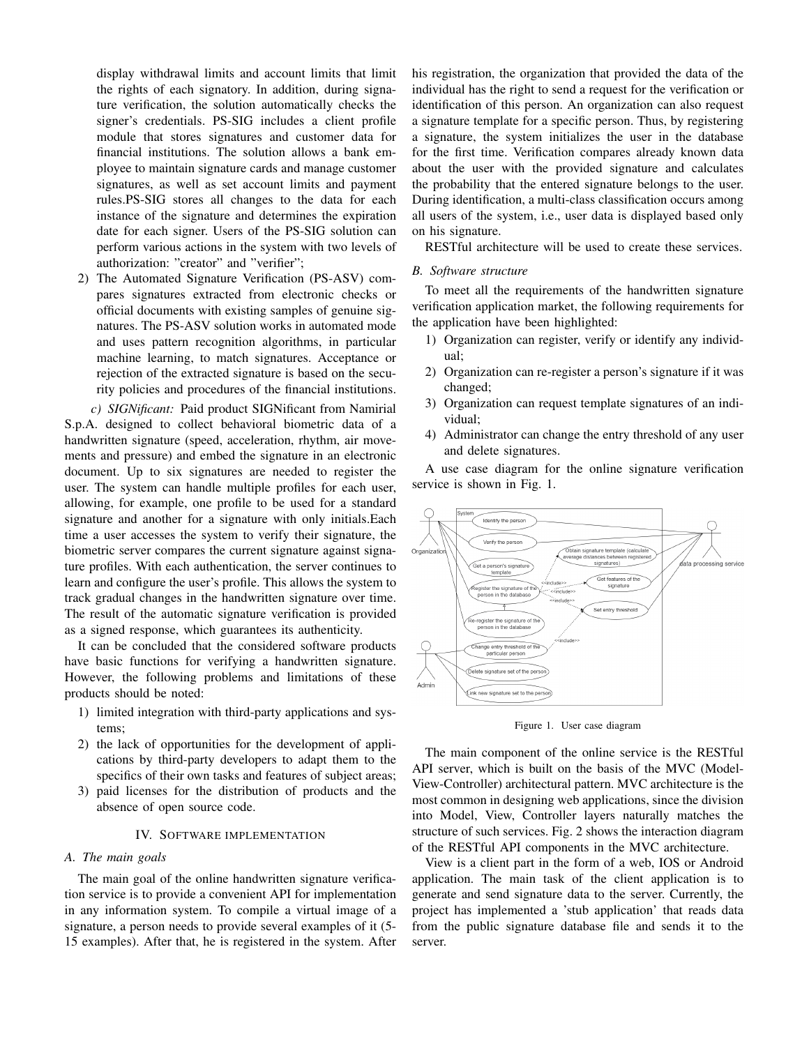display withdrawal limits and account limits that limit the rights of each signatory. In addition, during signature verification, the solution automatically checks the signer's credentials. PS-SIG includes a client profile module that stores signatures and customer data for financial institutions. The solution allows a bank employee to maintain signature cards and manage customer signatures, as well as set account limits and payment rules.PS-SIG stores all changes to the data for each instance of the signature and determines the expiration date for each signer. Users of the PS-SIG solution can perform various actions in the system with two levels of authorization: "creator" and "verifier";

2) The Automated Signature Verification (PS-ASV) compares signatures extracted from electronic checks or official documents with existing samples of genuine signatures. The PS-ASV solution works in automated mode and uses pattern recognition algorithms, in particular machine learning, to match signatures. Acceptance or rejection of the extracted signature is based on the security policies and procedures of the financial institutions.

*c) SIGNificant:* Paid product SIGNificant from Namirial S.p.A. designed to collect behavioral biometric data of a handwritten signature (speed, acceleration, rhythm, air movements and pressure) and embed the signature in an electronic document. Up to six signatures are needed to register the user. The system can handle multiple profiles for each user, allowing, for example, one profile to be used for a standard signature and another for a signature with only initials.Each time a user accesses the system to verify their signature, the biometric server compares the current signature against signature profiles. With each authentication, the server continues to learn and configure the user's profile. This allows the system to track gradual changes in the handwritten signature over time. The result of the automatic signature verification is provided as a signed response, which guarantees its authenticity.

It can be concluded that the considered software products have basic functions for verifying a handwritten signature. However, the following problems and limitations of these products should be noted:

1) limited integration with third-party applications and systems;
2) the lack of opportunities for the development of applications by third-party developers to adapt them to the specifics of their own tasks and features of subject areas;
3) paid licenses for the distribution of products and the absence of open source code.

## IV. Software implementation

### A. The main goals

The main goal of the online handwritten signature verification service is to provide a convenient API for implementation in any information system. To compile a virtual image of a signature, a person needs to provide several examples of it (5-15 examples). After that, he is registered in the system. After his registration, the organization that provided the data of the individual has the right to send a request for the verification or identification of this person. An organization can also request a signature template for a specific person. Thus, by registering a signature, the system initializes the user in the database for the first time. Verification compares already known data about the user with the provided signature and calculates the probability that the entered signature belongs to the user. During identification, a multi-class classification occurs among all users of the system, i.e., user data is displayed based only on his signature.

RESTful architecture will be used to create these services.

### B. Software structure

To meet all the requirements of the handwritten signature verification application market, the following requirements for the application have been highlighted:

1) Organization can register, verify or identify any individual;
2) Organization can re-register a person's signature if it was changed;
3) Organization can request template signatures of an individual;
4) Administrator can change the entry threshold of any user and delete signatures.

A use case diagram for the online signature verification service is shown in Fig. 1.

Figure 1. User case diagram

The main component of the online service is the RESTful API server, which is built on the basis of the MVC (Model-View-Controller) architectural pattern. MVC architecture is the most common in designing web applications, since the division into Model, View, Controller layers naturally matches the structure of such services. Fig. 2 shows the interaction diagram of the RESTful API components in the MVC architecture.

View is a client part in the form of a web, IOS or Android application. The main task of the client application is to generate and send signature data to the server. Currently, the project has implemented a 'stub application' that reads data from the public signature database file and sends it to the server.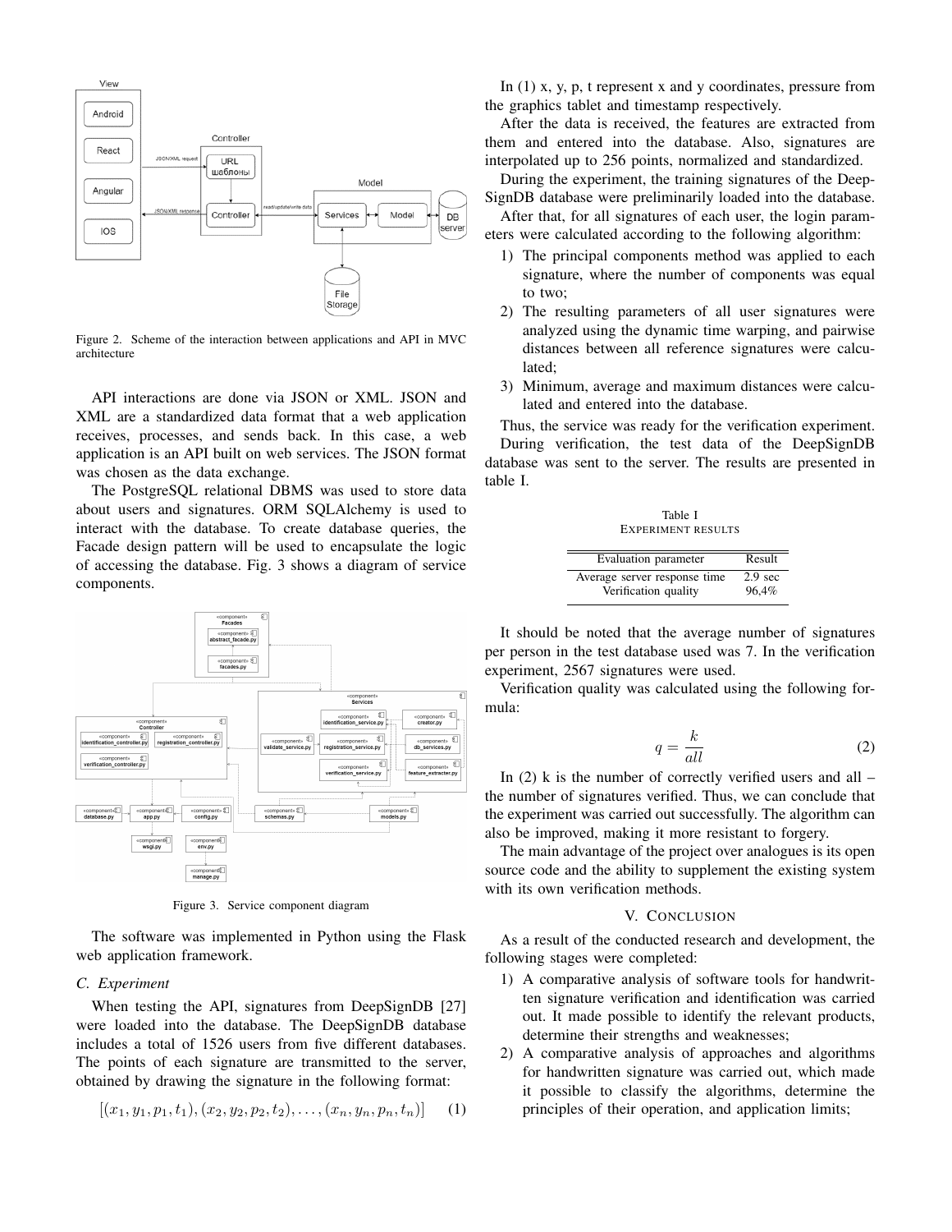Figure 2. Scheme of the interaction between applications and API in MVC architecture

API interactions are done via JSON or XML. JSON and XML are a standardized data format that a web application receives, processes, and sends back. In this case, a web application is an API built on web services. The JSON format was chosen as the data exchange.

The PostgreSQL relational DBMS was used to store data about users and signatures. ORM SQLAlchemy is used to interact with the database. To create database queries, the Facade design pattern will be used to encapsulate the logic of accessing the database. Fig. 3 shows a diagram of service components.

Figure 3. Service component diagram

The software was implemented in Python using the Flask web application framework.

### C. Experiment

When testing the API, signatures from DeepSignDB [27] were loaded into the database. The DeepSignDB database includes a total of 1526 users from five different databases. The points of each signature are transmitted to the server, obtained by drawing the signature in the following format:

$$[(x_1, y_1, p_1, t_1), (x_2, y_2, p_2, t_2), \ldots, (x_n, y_n, p_n, t_n)] \quad (1)$$

In (1) x, y, p, t represent x and y coordinates, pressure from the graphics tablet and timestamp respectively.

After the data is received, the features are extracted from them and entered into the database. Also, signatures are interpolated up to 256 points, normalized and standardized.

During the experiment, the training signatures of the DeepSignDB database were preliminarily loaded into the database.

After that, for all signatures of each user, the login parameters were calculated according to the following algorithm:

1) The principal components method was applied to each signature, where the number of components was equal to two;
2) The resulting parameters of all user signatures were analyzed using the dynamic time warping, and pairwise distances between all reference signatures were calculated;
3) Minimum, average and maximum distances were calculated and entered into the database.

Thus, the service was ready for the verification experiment.

During verification, the test data of the DeepSignDB database was sent to the server. The results are presented in table I.

Table I
EXPERIMENT RESULTS

| Evaluation parameter | Result |
|---|---|
| Average server response time | 2.9 sec |
| Verification quality | 96,4% |

It should be noted that the average number of signatures per person in the test database used was 7. In the verification experiment, 2567 signatures were used.

Verification quality was calculated using the following formula:

$$q = \frac{k}{all} \quad (2)$$

In (2) k is the number of correctly verified users and all – the number of signatures verified. Thus, we can conclude that the experiment was carried out successfully. The algorithm can also be improved, making it more resistant to forgery.

The main advantage of the project over analogues is its open source code and the ability to supplement the existing system with its own verification methods.

## V. CONCLUSION

As a result of the conducted research and development, the following stages were completed:

1) A comparative analysis of software tools for handwritten signature verification and identification was carried out. It made possible to identify the relevant products, determine their strengths and weaknesses;
2) A comparative analysis of approaches and algorithms for handwritten signature was carried out, which made it possible to classify the algorithms, determine the principles of their operation, and application limits;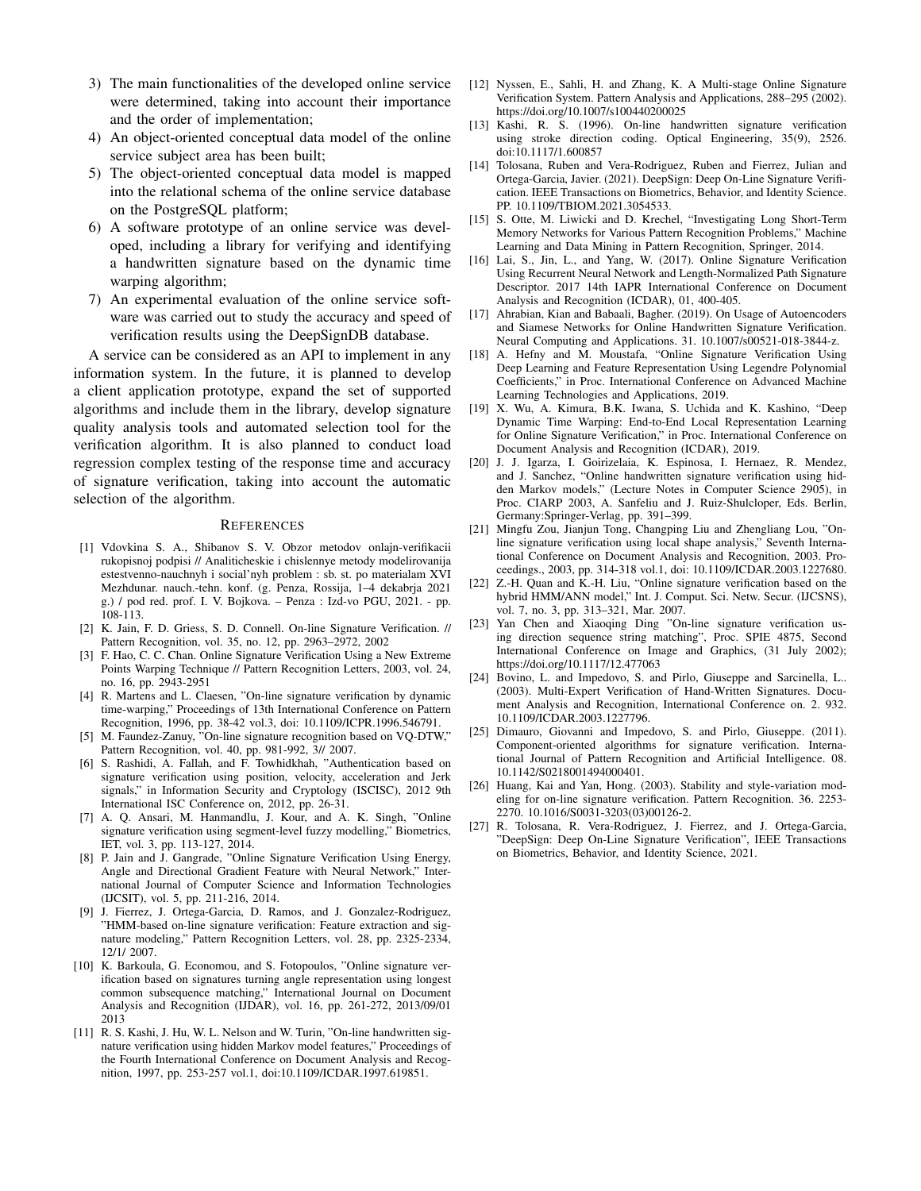3) The main functionalities of the developed online service were determined, taking into account their importance and the order of implementation;
4) An object-oriented conceptual data model of the online service subject area has been built;
5) The object-oriented conceptual data model is mapped into the relational schema of the online service database on the PostgreSQL platform;
6) A software prototype of an online service was developed, including a library for verifying and identifying a handwritten signature based on the dynamic time warping algorithm;
7) An experimental evaluation of the online service software was carried out to study the accuracy and speed of verification results using the DeepSignDB database.

A service can be considered as an API to implement in any information system. In the future, it is planned to develop a client application prototype, expand the set of supported algorithms and include them in the library, develop signature quality analysis tools and automated selection tool for the verification algorithm. It is also planned to conduct load regression complex testing of the response time and accuracy of signature verification, taking into account the automatic selection of the algorithm.

## References

[1] Vdovkina S. A., Shibanov S. V. Obzor metodov onlajn-verifikacii rukopisnoj podpisi // Analiticheskie i chislennye metody modelirovanija estestvenno-nauchnyh i social'nyh problem : sb. st. po materialam XVI Mezhdunar. nauch.-tehn. konf. (g. Penza, Rossija, 1–4 dekabrja 2021 g.) / pod red. prof. I. V. Bojkova. – Penza : Izd-vo PGU, 2021. - pp. 108-113.

[2] K. Jain, F. D. Griess, S. D. Connell. On-line Signature Verification. // Pattern Recognition, vol. 35, no. 12, pp. 2963–2972, 2002

[3] F. Hao, C. C. Chan. Online Signature Verification Using a New Extreme Points Warping Technique // Pattern Recognition Letters, 2003, vol. 24, no. 16, pp. 2943-2951

[4] R. Martens and L. Claesen, "On-line signature verification by dynamic time-warping," Proceedings of 13th International Conference on Pattern Recognition, 1996, pp. 38-42 vol.3, doi: 10.1109/ICPR.1996.546791.

[5] M. Faundez-Zanuy, "On-line signature recognition based on VQ-DTW," Pattern Recognition, vol. 40, pp. 981-992, 3// 2007.

[6] S. Rashidi, A. Fallah, and F. Towhidkhah, "Authentication based on signature verification using position, velocity, acceleration and Jerk signals," in Information Security and Cryptology (ISCISC), 2012 9th International ISC Conference on, 2012, pp. 26-31.

[7] A. Q. Ansari, M. Hanmandlu, J. Kour, and A. K. Singh, "Online signature verification using segment-level fuzzy modelling," Biometrics, IET, vol. 3, pp. 113-127, 2014.

[8] P. Jain and J. Gangrade, "Online Signature Verification Using Energy, Angle and Directional Gradient Feature with Neural Network," International Journal of Computer Science and Information Technologies (IJCSIT), vol. 5, pp. 211-216, 2014.

[9] J. Fierrez, J. Ortega-Garcia, D. Ramos, and J. Gonzalez-Rodriguez, "HMM-based on-line signature verification: Feature extraction and signature modeling," Pattern Recognition Letters, vol. 28, pp. 2325-2334, 12/1/ 2007.

[10] K. Barkoula, G. Economou, and S. Fotopoulos, "Online signature verification based on signatures turning angle representation using longest common subsequence matching," International Journal on Document Analysis and Recognition (IJDAR), vol. 16, pp. 261-272, 2013/09/01 2013

[11] R. S. Kashi, J. Hu, W. L. Nelson and W. Turin, "On-line handwritten signature verification using hidden Markov model features," Proceedings of the Fourth International Conference on Document Analysis and Recognition, 1997, pp. 253-257 vol.1, doi:10.1109/ICDAR.1997.619851.

[12] Nyssen, E., Sahli, H. and Zhang, K. A Multi-stage Online Signature Verification System. Pattern Analysis and Applications, 288–295 (2002). https://doi.org/10.1007/s100440200025

[13] Kashi, R. S. (1996). On-line handwritten signature verification using stroke direction coding. Optical Engineering, 35(9), 2526. doi:10.1117/1.600857

[14] Tolosana, Ruben and Vera-Rodriguez, Ruben and Fierrez, Julian and Ortega-Garcia, Javier. (2021). DeepSign: Deep On-Line Signature Verification. IEEE Transactions on Biometrics, Behavior, and Identity Science. PP. 10.1109/TBIOM.2021.3054533.

[15] S. Otte, M. Liwicki and D. Krechel, "Investigating Long Short-Term Memory Networks for Various Pattern Recognition Problems," Machine Learning and Data Mining in Pattern Recognition, Springer, 2014.

[16] Lai, S., Jin, L., and Yang, W. (2017). Online Signature Verification Using Recurrent Neural Network and Length-Normalized Path Signature Descriptor. 2017 14th IAPR International Conference on Document Analysis and Recognition (ICDAR), 01, 400-405.

[17] Ahrabian, Kian and Babaali, Bagher. (2019). On Usage of Autoencoders and Siamese Networks for Online Handwritten Signature Verification. Neural Computing and Applications. 31. 10.1007/s00521-018-3844-z.

[18] A. Hefny and M. Moustafa, "Online Signature Verification Using Deep Learning and Feature Representation Using Legendre Polynomial Coefficients," in Proc. International Conference on Advanced Machine Learning Technologies and Applications, 2019.

[19] X. Wu, A. Kimura, B.K. Iwana, S. Uchida and K. Kashino, "Deep Dynamic Time Warping: End-to-End Local Representation Learning for Online Signature Verification," in Proc. International Conference on Document Analysis and Recognition (ICDAR), 2019.

[20] J. J. Igarza, I. Goirizelaia, K. Espinosa, I. Hernaez, R. Mendez, and J. Sanchez, "Online handwritten signature verification using hidden Markov models," (Lecture Notes in Computer Science 2905), in Proc. CIARP 2003, A. Sanfeliu and J. Ruiz-Shulcloper, Eds. Berlin, Germany:Springer-Verlag, pp. 391–399.

[21] Mingfu Zou, Jianjun Tong, Changping Liu and Zhengliang Lou, "On-line signature verification using local shape analysis," Seventh International Conference on Document Analysis and Recognition, 2003. Proceedings., 2003, pp. 314-318 vol.1, doi: 10.1109/ICDAR.2003.1227680.

[22] Z.-H. Quan and K.-H. Liu, "Online signature verification based on the hybrid HMM/ANN model," Int. J. Comput. Sci. Netw. Secur. (IJCSNS), vol. 7, no. 3, pp. 313–321, Mar. 2007.

[23] Yan Chen and Xiaoqing Ding "On-line signature verification using direction sequence string matching", Proc. SPIE 4875, Second International Conference on Image and Graphics, (31 July 2002); https://doi.org/10.1117/12.477063

[24] Bovino, L. and Impedovo, S. and Pirlo, Giuseppe and Sarcinella, L.. (2003). Multi-Expert Verification of Hand-Written Signatures. Document Analysis and Recognition, International Conference on. 2. 932. 10.1109/ICDAR.2003.1227796.

[25] Dimauro, Giovanni and Impedovo, S. and Pirlo, Giuseppe. (2011). Component-oriented algorithms for signature verification. International Journal of Pattern Recognition and Artificial Intelligence. 08. 10.1142/S0218001494000401.

[26] Huang, Kai and Yan, Hong. (2003). Stability and style-variation modeling for on-line signature verification. Pattern Recognition. 36. 2253-2270. 10.1016/S0031-3203(03)00126-2.

[27] R. Tolosana, R. Vera-Rodriguez, J. Fierrez, and J. Ortega-Garcia, "DeepSign: Deep On-Line Signature Verification", IEEE Transactions on Biometrics, Behavior, and Identity Science, 2021.